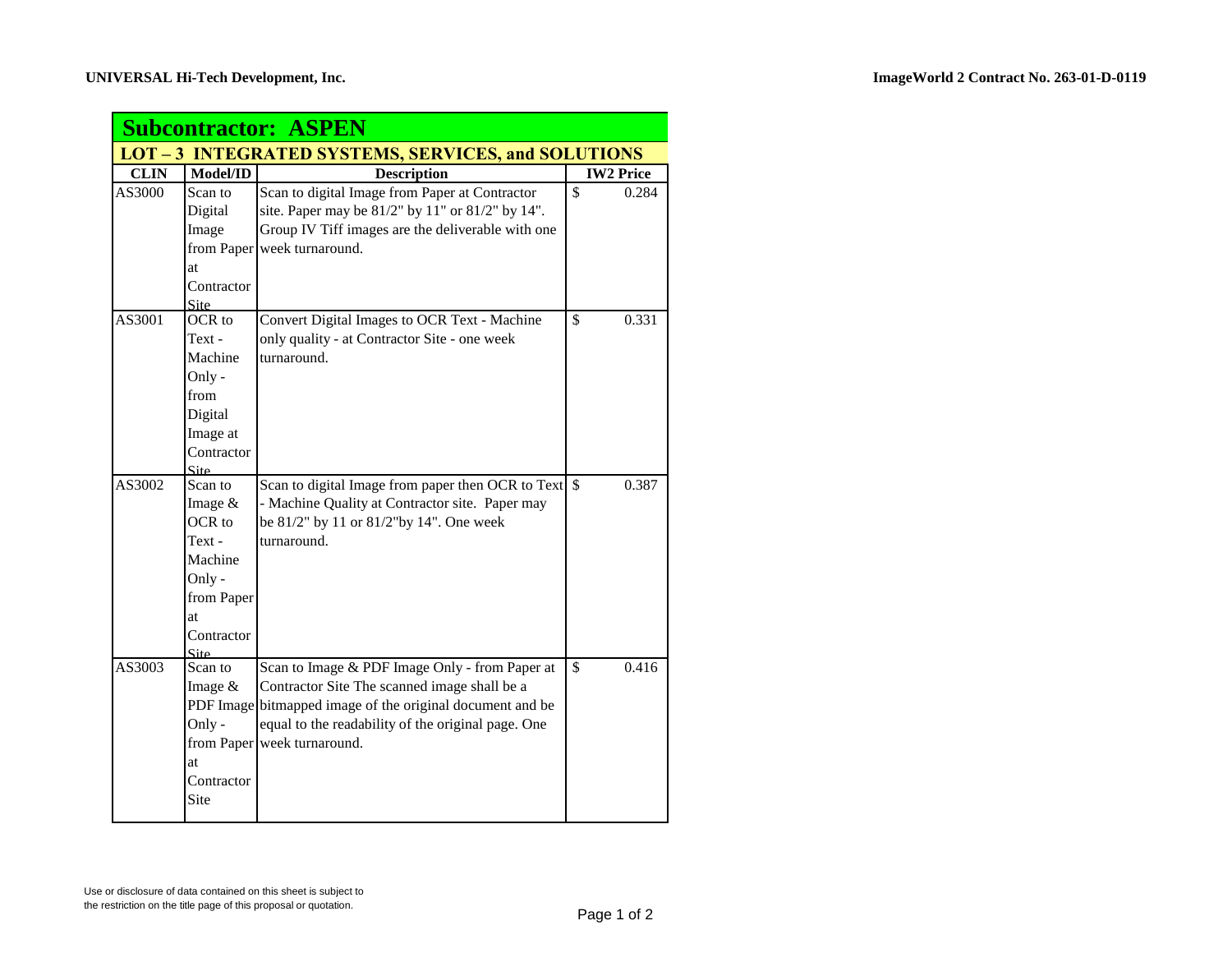UNIVERSAL Hi-Tech Development, Inc. | ImageWorld 2 Contract No. 263-01-D-0119

## Subcontractor: ASPEN

### LOT – 3 INTEGRATED SYSTEMS, SERVICES, and SOLUTIONS

| CLIN | Model/ID | Description | IW2 Price |
|---|---|---|---|
| AS3000 | Scan to Digital Image from Paper at Contractor Site | Scan to digital Image from Paper at Contractor site. Paper may be 81/2" by 11" or 81/2" by 14". Group IV Tiff images are the deliverable with one week turnaround. | $ 0.284 |
| AS3001 | OCR to Text - Machine Only - from Digital Image at Contractor Site | Convert Digital Images to OCR Text - Machine only quality - at Contractor Site - one week turnaround. | $ 0.331 |
| AS3002 | Scan to Image & OCR to Text - Machine Only - from Paper at Contractor Site | Scan to digital Image from paper then OCR to Text - Machine Quality at Contractor site. Paper may be 81/2" by 11 or 81/2"by 14". One week turnaround. | $ 0.387 |
| AS3003 | Scan to Image & PDF Image Only - from Paper at Contractor Site | Scan to Image & PDF Image Only - from Paper at Contractor Site The scanned image shall be a bitmapped image of the original document and be equal to the readability of the original page. One week turnaround. | $ 0.416 |

Use or disclosure of data contained on this sheet is subject to the restriction on the title page of this proposal or quotation.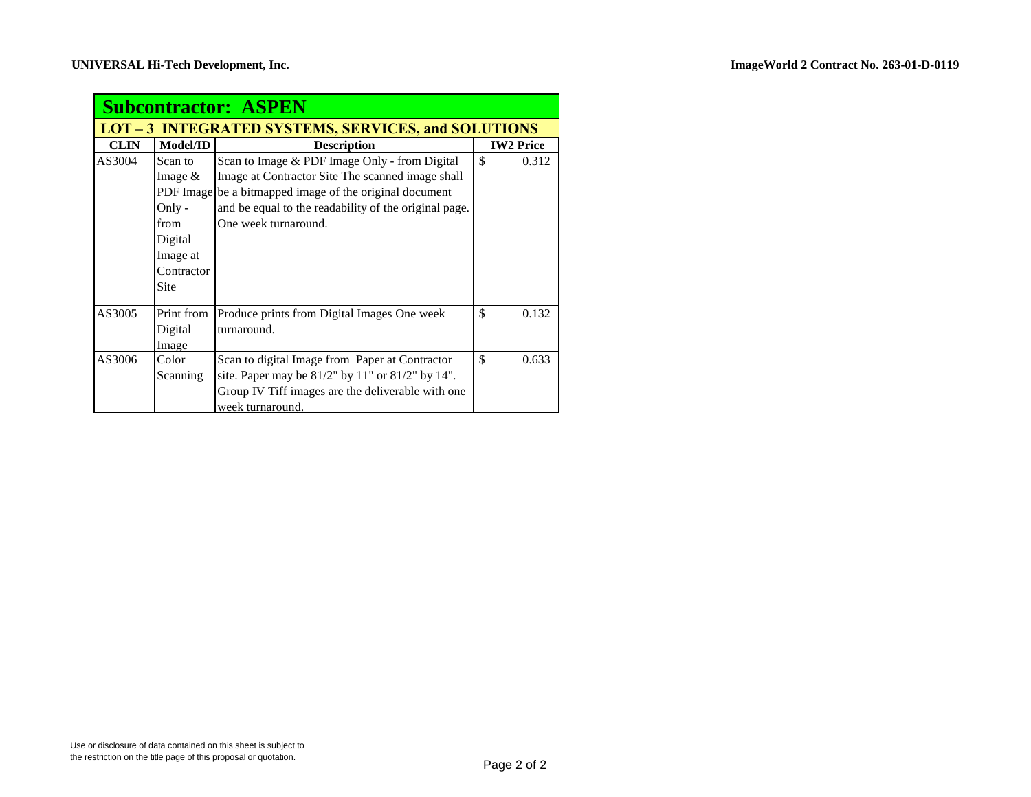## Subcontractor: ASPEN

### LOT – 3 INTEGRATED SYSTEMS, SERVICES, and SOLUTIONS

| CLIN | Model/ID | Description | IW2 Price |
|---|---|---|---|
| AS3004 | Scan to Image & PDF Image Only - from Digital Image at Contractor Site | Scan to Image & PDF Image Only - from Digital Image at Contractor Site The scanned image shall be a bitmapped image of the original document and be equal to the readability of the original page. One week turnaround. | $ 0.312 |
| AS3005 | Print from Digital Image | Produce prints from Digital Images One week turnaround. | $ 0.132 |
| AS3006 | Color Scanning | Scan to digital Image from Paper at Contractor site. Paper may be 81/2" by 11" or 81/2" by 14". Group IV Tiff images are the deliverable with one week turnaround. | $ 0.633 |

Use or disclosure of data contained on this sheet is subject to the restriction on the title page of this proposal or quotation.